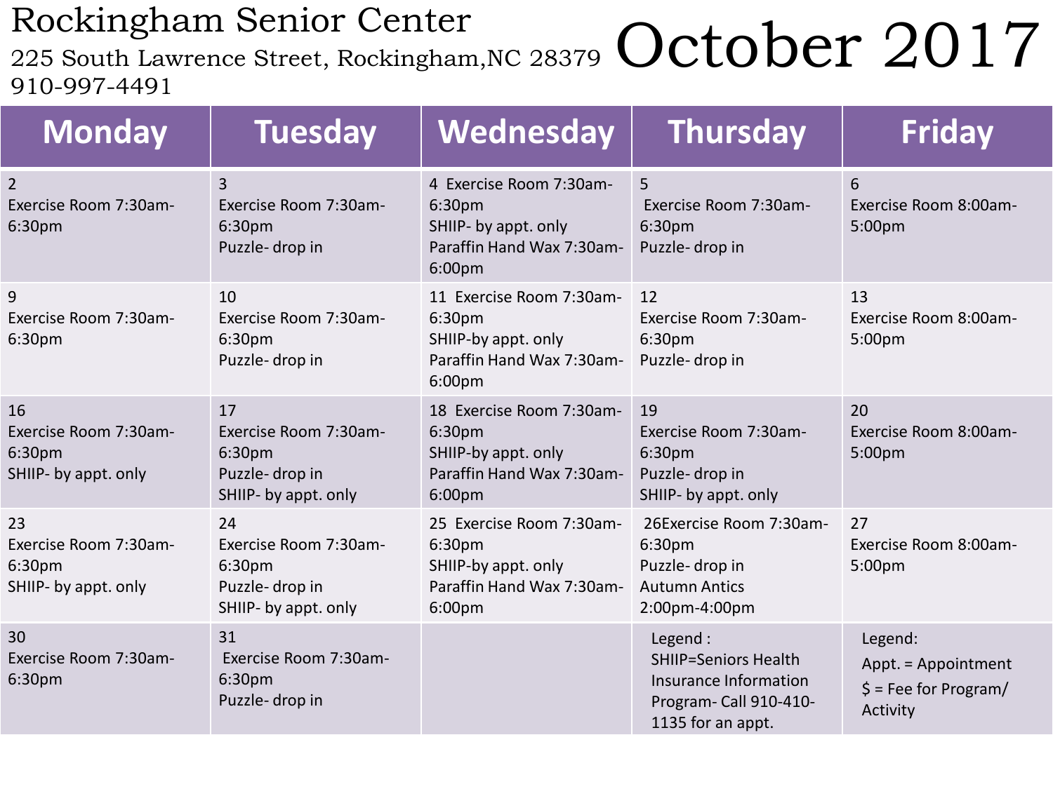# Rockingham Senior Center

225 South Lawrence Street, Rockingham,NC 28379
910-997-4491

# October 2017

| Monday | Tuesday | Wednesday | Thursday | Friday |
|---|---|---|---|---|
| 2<br>Exercise Room 7:30am-6:30pm | 3<br>Exercise Room 7:30am-6:30pm<br>Puzzle- drop in | 4 Exercise Room 7:30am-6:30pm<br>SHIIP- by appt. only<br>Paraffin Hand Wax 7:30am-6:00pm | 5<br>Exercise Room 7:30am-6:30pm<br>Puzzle- drop in | 6<br>Exercise Room 8:00am-5:00pm |
| 9<br>Exercise Room 7:30am-6:30pm | 10<br>Exercise Room 7:30am-6:30pm<br>Puzzle- drop in | 11 Exercise Room 7:30am-6:30pm<br>SHIIP-by appt. only<br>Paraffin Hand Wax 7:30am-6:00pm | 12<br>Exercise Room 7:30am-6:30pm<br>Puzzle- drop in | 13<br>Exercise Room 8:00am-5:00pm |
| 16<br>Exercise Room 7:30am-6:30pm<br>SHIIP- by appt. only | 17<br>Exercise Room 7:30am-6:30pm<br>Puzzle- drop in<br>SHIIP- by appt. only | 18 Exercise Room 7:30am-6:30pm<br>SHIIP-by appt. only<br>Paraffin Hand Wax 7:30am-6:00pm | 19<br>Exercise Room 7:30am-6:30pm<br>Puzzle- drop in<br>SHIIP- by appt. only | 20<br>Exercise Room 8:00am-5:00pm |
| 23<br>Exercise Room 7:30am-6:30pm<br>SHIIP- by appt. only | 24<br>Exercise Room 7:30am-6:30pm<br>Puzzle- drop in<br>SHIIP- by appt. only | 25 Exercise Room 7:30am-6:30pm<br>SHIIP-by appt. only<br>Paraffin Hand Wax 7:30am-6:00pm | 26Exercise Room 7:30am-6:30pm<br>Puzzle- drop in<br>Autumn Antics 2:00pm-4:00pm | 27<br>Exercise Room 8:00am-5:00pm |
| 30<br>Exercise Room 7:30am-6:30pm | 31<br>Exercise Room 7:30am-6:30pm<br>Puzzle- drop in | | Legend :<br>SHIIP=Seniors Health Insurance Information Program- Call 910-410-1135 for an appt. | Legend:<br>Appt. = Appointment<br>$ = Fee for Program/ Activity |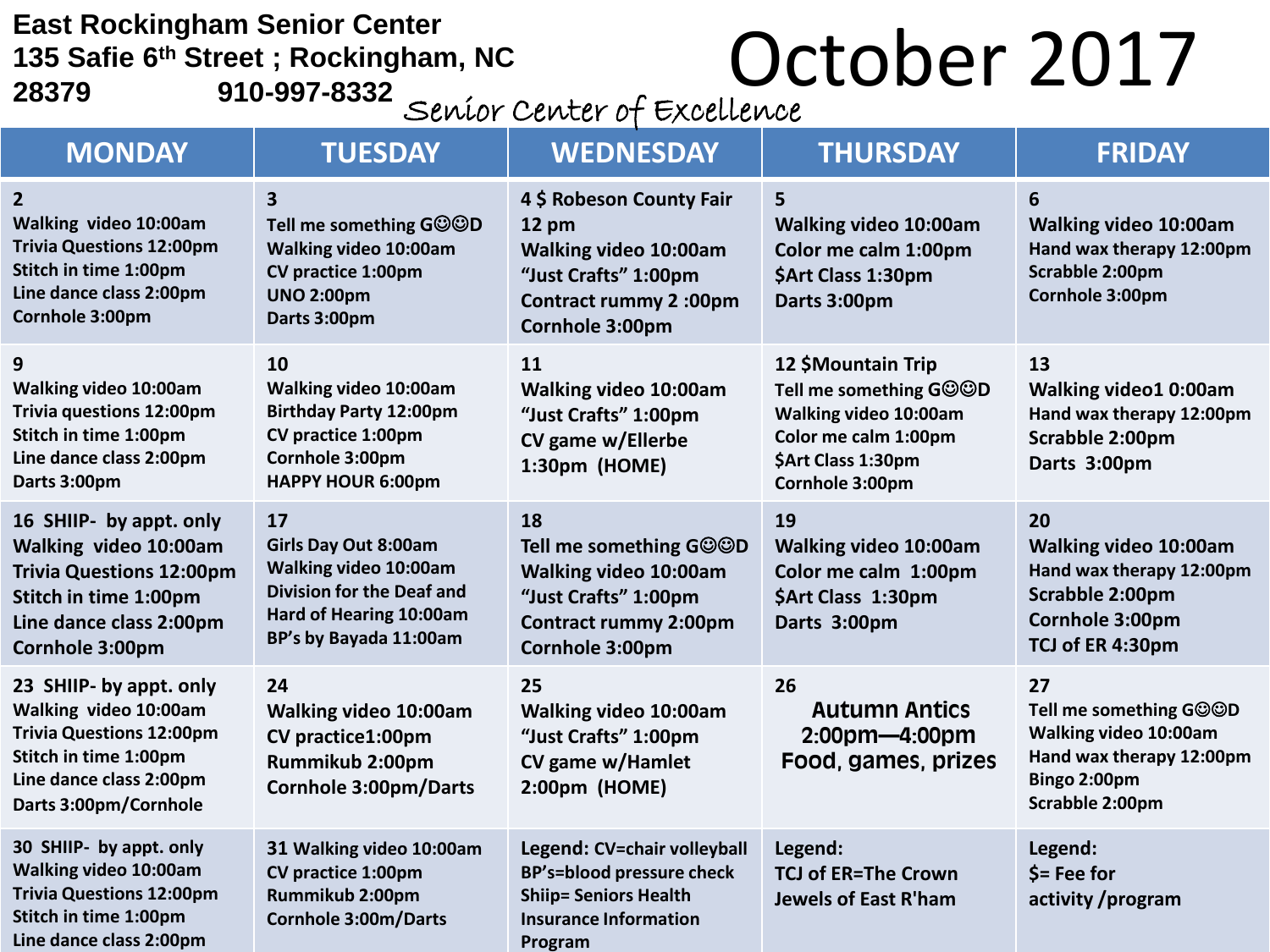# East Rockingham Senior Center

**135 Safie 6th Street ; Rockingham, NC 28379**

**910-997-8332**

# October 2017

*Senior Center of Excellence*

| MONDAY | TUESDAY | WEDNESDAY | THURSDAY | FRIDAY |
|---|---|---|---|---|
| **2**<br>Walking video 10:00am<br>Trivia Questions 12:00pm<br>Stitch in time 1:00pm<br>Line dance class 2:00pm<br>Cornhole 3:00pm | **3**<br>Tell me something G☺☺D<br>Walking video 10:00am<br>CV practice 1:00pm<br>UNO 2:00pm<br>Darts 3:00pm | **4 $ Robeson County Fair 12 pm**<br>Walking video 10:00am<br>"Just Crafts" 1:00pm<br>Contract rummy 2 :00pm<br>Cornhole 3:00pm | **5**<br>Walking video 10:00am<br>Color me calm 1:00pm<br>$Art Class 1:30pm<br>Darts 3:00pm | **6**<br>Walking video 10:00am<br>Hand wax therapy 12:00pm<br>Scrabble 2:00pm<br>Cornhole 3:00pm |
| **9**<br>Walking video 10:00am<br>Trivia questions 12:00pm<br>Stitch in time 1:00pm<br>Line dance class 2:00pm<br>Darts 3:00pm | **10**<br>Walking video 10:00am<br>Birthday Party 12:00pm<br>CV practice 1:00pm<br>Cornhole 3:00pm<br>HAPPY HOUR 6:00pm | **11**<br>Walking video 10:00am<br>"Just Crafts" 1:00pm<br>CV game w/Ellerbe 1:30pm (HOME) | **12 $Mountain Trip**<br>Tell me something G☺☺D<br>Walking video 10:00am<br>Color me calm 1:00pm<br>$Art Class 1:30pm<br>Cornhole 3:00pm | **13**<br>Walking video1 0:00am<br>Hand wax therapy 12:00pm<br>Scrabble 2:00pm<br>Darts 3:00pm |
| **16 SHIIP- by appt. only**<br>Walking video 10:00am<br>Trivia Questions 12:00pm<br>Stitch in time 1:00pm<br>Line dance class 2:00pm<br>Cornhole 3:00pm | **17**<br>Girls Day Out 8:00am<br>Walking video 10:00am<br>Division for the Deaf and Hard of Hearing 10:00am<br>BP's by Bayada 11:00am | **18**<br>Tell me something G☺☺D<br>Walking video 10:00am<br>"Just Crafts" 1:00pm<br>Contract rummy 2:00pm<br>Cornhole 3:00pm | **19**<br>Walking video 10:00am<br>Color me calm 1:00pm<br>$Art Class 1:30pm<br>Darts 3:00pm | **20**<br>Walking video 10:00am<br>Hand wax therapy 12:00pm<br>Scrabble 2:00pm<br>Cornhole 3:00pm<br>TCJ of ER 4:30pm |
| **23 SHIIP- by appt. only**<br>Walking video 10:00am<br>Trivia Questions 12:00pm<br>Stitch in time 1:00pm<br>Line dance class 2:00pm<br>Darts 3:00pm/Cornhole | **24**<br>Walking video 10:00am<br>CV practice1:00pm<br>Rummikub 2:00pm<br>Cornhole 3:00pm/Darts | **25**<br>Walking video 10:00am<br>"Just Crafts" 1:00pm<br>CV game w/Hamlet 2:00pm (HOME) | **26**<br>**Autumn Antics**<br>**2:00pm—4:00pm**<br>**Food, games, prizes** | **27**<br>Tell me something G☺☺D<br>Walking video 10:00am<br>Hand wax therapy 12:00pm<br>Bingo 2:00pm<br>Scrabble 2:00pm |
| **30 SHIIP- by appt. only**<br>Walking video 10:00am<br>Trivia Questions 12:00pm<br>Stitch in time 1:00pm<br>Line dance class 2:00pm | **31** Walking video 10:00am<br>CV practice 1:00pm<br>Rummikub 2:00pm<br>Cornhole 3:00m/Darts | Legend: CV=chair volleyball<br>BP's=blood pressure check<br>Shiip= Seniors Health Insurance Information Program | Legend:<br>TCJ of ER=The Crown Jewels of East R'ham | Legend:<br>$= Fee for activity /program |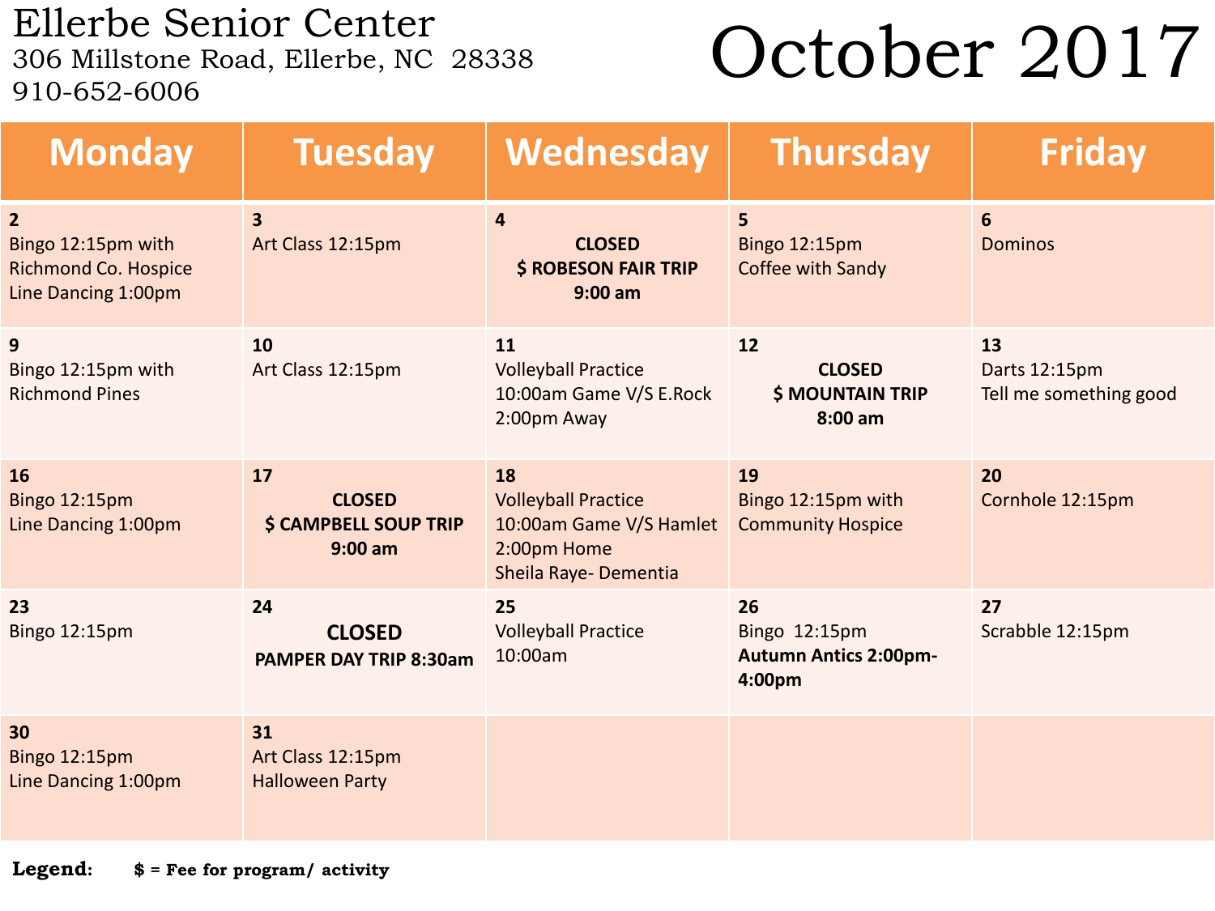# Ellerbe Senior Center

306 Millstone Road, Ellerbe, NC 28338
910-652-6006

# October 2017

| Monday | Tuesday | Wednesday | Thursday | Friday |
|---|---|---|---|---|
| **2**<br>Bingo 12:15pm with Richmond Co. Hospice<br>Line Dancing 1:00pm | **3**<br>Art Class 12:15pm | **4**<br>**CLOSED**<br>**$ ROBESON FAIR TRIP**<br>**9:00 am** | **5**<br>Bingo 12:15pm<br>Coffee with Sandy | **6**<br>Dominos |
| **9**<br>Bingo 12:15pm with Richmond Pines | **10**<br>Art Class 12:15pm | **11**<br>Volleyball Practice<br>10:00am Game V/S E.Rock<br>2:00pm Away | **12**<br>**CLOSED**<br>**$ MOUNTAIN TRIP**<br>**8:00 am** | **13**<br>Darts 12:15pm<br>Tell me something good |
| **16**<br>Bingo 12:15pm<br>Line Dancing 1:00pm | **17**<br>**CLOSED**<br>**$ CAMPBELL SOUP TRIP**<br>**9:00 am** | **18**<br>Volleyball Practice<br>10:00am Game V/S Hamlet<br>2:00pm Home<br>Sheila Raye- Dementia | **19**<br>Bingo 12:15pm with Community Hospice | **20**<br>Cornhole 12:15pm |
| **23**<br>Bingo 12:15pm | **24**<br>**CLOSED**<br>**PAMPER DAY TRIP 8:30am** | **25**<br>Volleyball Practice<br>10:00am | **26**<br>Bingo 12:15pm<br>**Autumn Antics 2:00pm-4:00pm** | **27**<br>Scrabble 12:15pm |
| **30**<br>Bingo 12:15pm<br>Line Dancing 1:00pm | **31**<br>Art Class 12:15pm<br>Halloween Party | | | |

**Legend:** **$ = Fee for program/ activity**